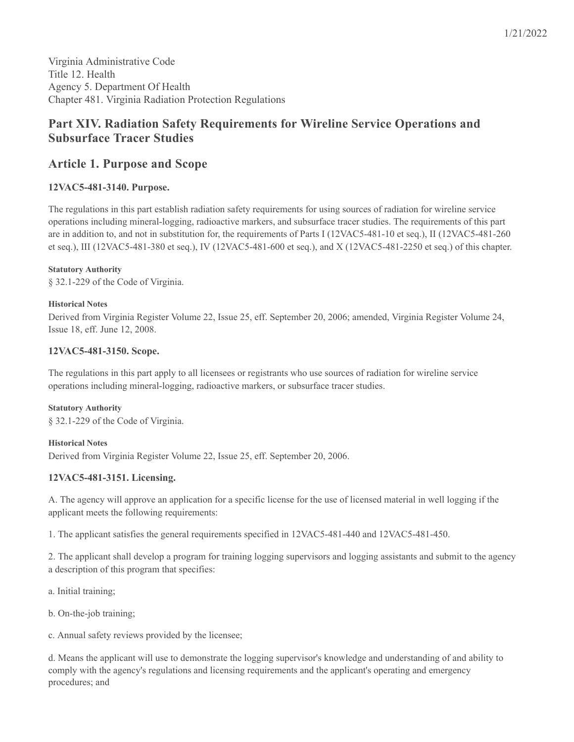Virginia Administrative Code
Title 12. Health
Agency 5. Department Of Health
Chapter 481. Virginia Radiation Protection Regulations

## Part XIV. Radiation Safety Requirements for Wireline Service Operations and Subsurface Tracer Studies

## Article 1. Purpose and Scope

### 12VAC5-481-3140. Purpose.

The regulations in this part establish radiation safety requirements for using sources of radiation for wireline service operations including mineral-logging, radioactive markers, and subsurface tracer studies. The requirements of this part are in addition to, and not in substitution for, the requirements of Parts I (12VAC5-481-10 et seq.), II (12VAC5-481-260 et seq.), III (12VAC5-481-380 et seq.), IV (12VAC5-481-600 et seq.), and X (12VAC5-481-2250 et seq.) of this chapter.

**Statutory Authority**

§ 32.1-229 of the Code of Virginia.

**Historical Notes**

Derived from Virginia Register Volume 22, Issue 25, eff. September 20, 2006; amended, Virginia Register Volume 24, Issue 18, eff. June 12, 2008.

### 12VAC5-481-3150. Scope.

The regulations in this part apply to all licensees or registrants who use sources of radiation for wireline service operations including mineral-logging, radioactive markers, or subsurface tracer studies.

**Statutory Authority**

§ 32.1-229 of the Code of Virginia.

**Historical Notes**

Derived from Virginia Register Volume 22, Issue 25, eff. September 20, 2006.

### 12VAC5-481-3151. Licensing.

A. The agency will approve an application for a specific license for the use of licensed material in well logging if the applicant meets the following requirements:

1. The applicant satisfies the general requirements specified in 12VAC5-481-440 and 12VAC5-481-450.

2. The applicant shall develop a program for training logging supervisors and logging assistants and submit to the agency a description of this program that specifies:

a. Initial training;

b. On-the-job training;

c. Annual safety reviews provided by the licensee;

d. Means the applicant will use to demonstrate the logging supervisor's knowledge and understanding of and ability to comply with the agency's regulations and licensing requirements and the applicant's operating and emergency procedures; and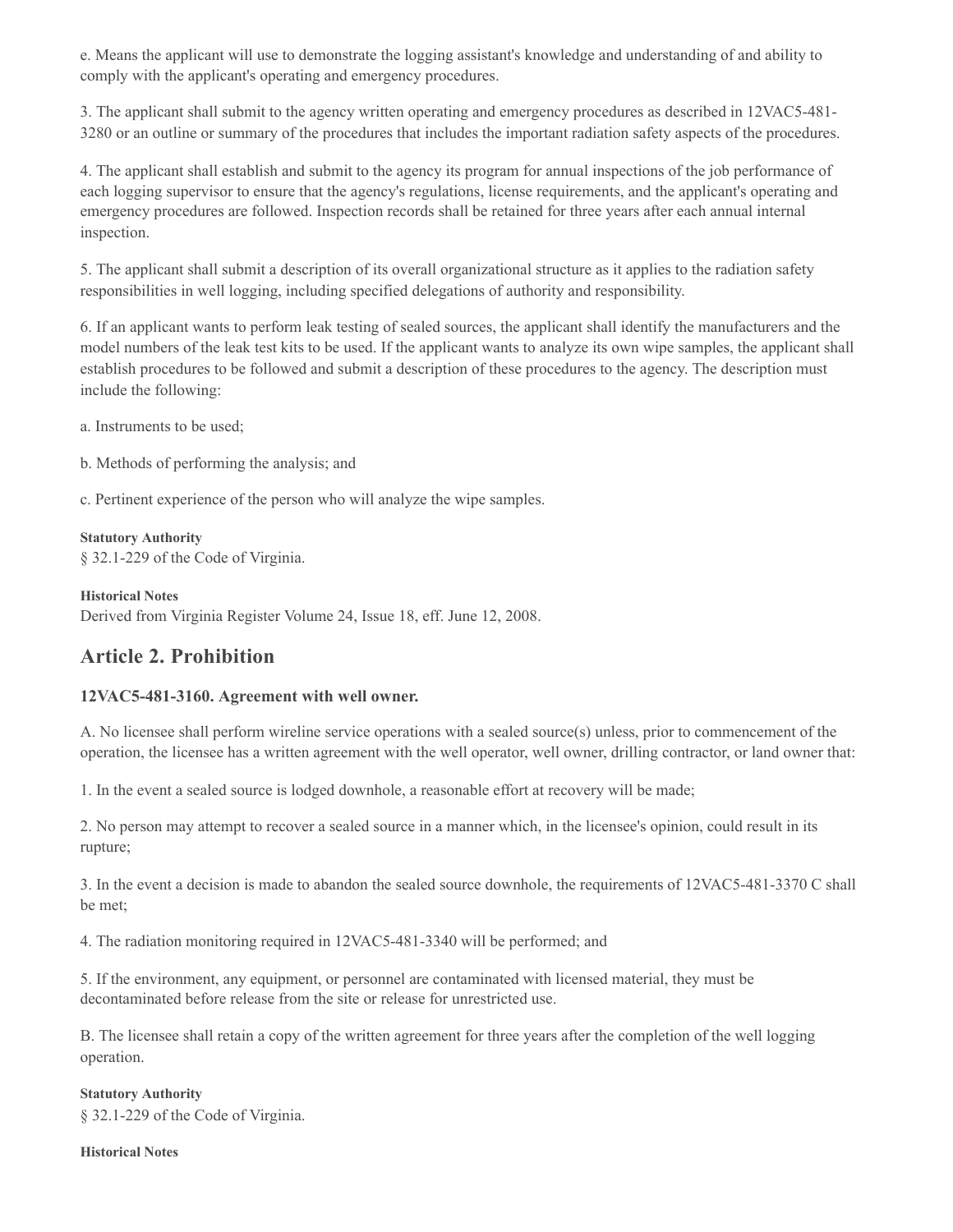e. Means the applicant will use to demonstrate the logging assistant's knowledge and understanding of and ability to comply with the applicant's operating and emergency procedures.

3. The applicant shall submit to the agency written operating and emergency procedures as described in 12VAC5-481-3280 or an outline or summary of the procedures that includes the important radiation safety aspects of the procedures.

4. The applicant shall establish and submit to the agency its program for annual inspections of the job performance of each logging supervisor to ensure that the agency's regulations, license requirements, and the applicant's operating and emergency procedures are followed. Inspection records shall be retained for three years after each annual internal inspection.

5. The applicant shall submit a description of its overall organizational structure as it applies to the radiation safety responsibilities in well logging, including specified delegations of authority and responsibility.

6. If an applicant wants to perform leak testing of sealed sources, the applicant shall identify the manufacturers and the model numbers of the leak test kits to be used. If the applicant wants to analyze its own wipe samples, the applicant shall establish procedures to be followed and submit a description of these procedures to the agency. The description must include the following:

a. Instruments to be used;

b. Methods of performing the analysis; and

c. Pertinent experience of the person who will analyze the wipe samples.

**Statutory Authority**

§ 32.1-229 of the Code of Virginia.

**Historical Notes**

Derived from Virginia Register Volume 24, Issue 18, eff. June 12, 2008.

## Article 2. Prohibition

### 12VAC5-481-3160. Agreement with well owner.

A. No licensee shall perform wireline service operations with a sealed source(s) unless, prior to commencement of the operation, the licensee has a written agreement with the well operator, well owner, drilling contractor, or land owner that:

1. In the event a sealed source is lodged downhole, a reasonable effort at recovery will be made;

2. No person may attempt to recover a sealed source in a manner which, in the licensee's opinion, could result in its rupture;

3. In the event a decision is made to abandon the sealed source downhole, the requirements of 12VAC5-481-3370 C shall be met;

4. The radiation monitoring required in 12VAC5-481-3340 will be performed; and

5. If the environment, any equipment, or personnel are contaminated with licensed material, they must be decontaminated before release from the site or release for unrestricted use.

B. The licensee shall retain a copy of the written agreement for three years after the completion of the well logging operation.

**Statutory Authority**

§ 32.1-229 of the Code of Virginia.

**Historical Notes**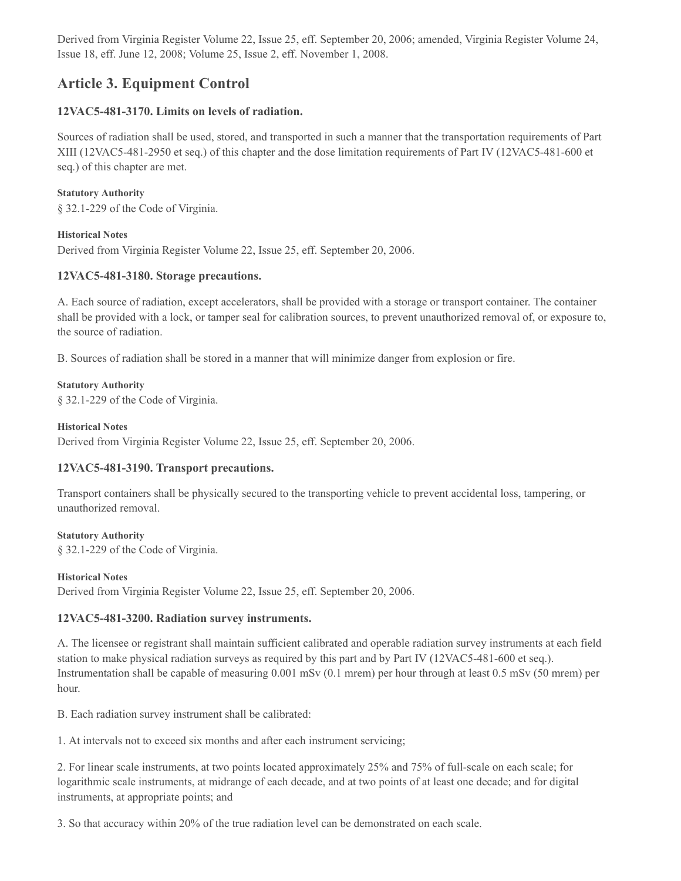Derived from Virginia Register Volume 22, Issue 25, eff. September 20, 2006; amended, Virginia Register Volume 24, Issue 18, eff. June 12, 2008; Volume 25, Issue 2, eff. November 1, 2008.

## Article 3. Equipment Control

### 12VAC5-481-3170. Limits on levels of radiation.

Sources of radiation shall be used, stored, and transported in such a manner that the transportation requirements of Part XIII (12VAC5-481-2950 et seq.) of this chapter and the dose limitation requirements of Part IV (12VAC5-481-600 et seq.) of this chapter are met.

**Statutory Authority**

§ 32.1-229 of the Code of Virginia.

**Historical Notes**

Derived from Virginia Register Volume 22, Issue 25, eff. September 20, 2006.

### 12VAC5-481-3180. Storage precautions.

A. Each source of radiation, except accelerators, shall be provided with a storage or transport container. The container shall be provided with a lock, or tamper seal for calibration sources, to prevent unauthorized removal of, or exposure to, the source of radiation.

B. Sources of radiation shall be stored in a manner that will minimize danger from explosion or fire.

**Statutory Authority**

§ 32.1-229 of the Code of Virginia.

**Historical Notes**

Derived from Virginia Register Volume 22, Issue 25, eff. September 20, 2006.

### 12VAC5-481-3190. Transport precautions.

Transport containers shall be physically secured to the transporting vehicle to prevent accidental loss, tampering, or unauthorized removal.

**Statutory Authority**

§ 32.1-229 of the Code of Virginia.

**Historical Notes**

Derived from Virginia Register Volume 22, Issue 25, eff. September 20, 2006.

### 12VAC5-481-3200. Radiation survey instruments.

A. The licensee or registrant shall maintain sufficient calibrated and operable radiation survey instruments at each field station to make physical radiation surveys as required by this part and by Part IV (12VAC5-481-600 et seq.). Instrumentation shall be capable of measuring 0.001 mSv (0.1 mrem) per hour through at least 0.5 mSv (50 mrem) per hour.

B. Each radiation survey instrument shall be calibrated:

1. At intervals not to exceed six months and after each instrument servicing;

2. For linear scale instruments, at two points located approximately 25% and 75% of full-scale on each scale; for logarithmic scale instruments, at midrange of each decade, and at two points of at least one decade; and for digital instruments, at appropriate points; and

3. So that accuracy within 20% of the true radiation level can be demonstrated on each scale.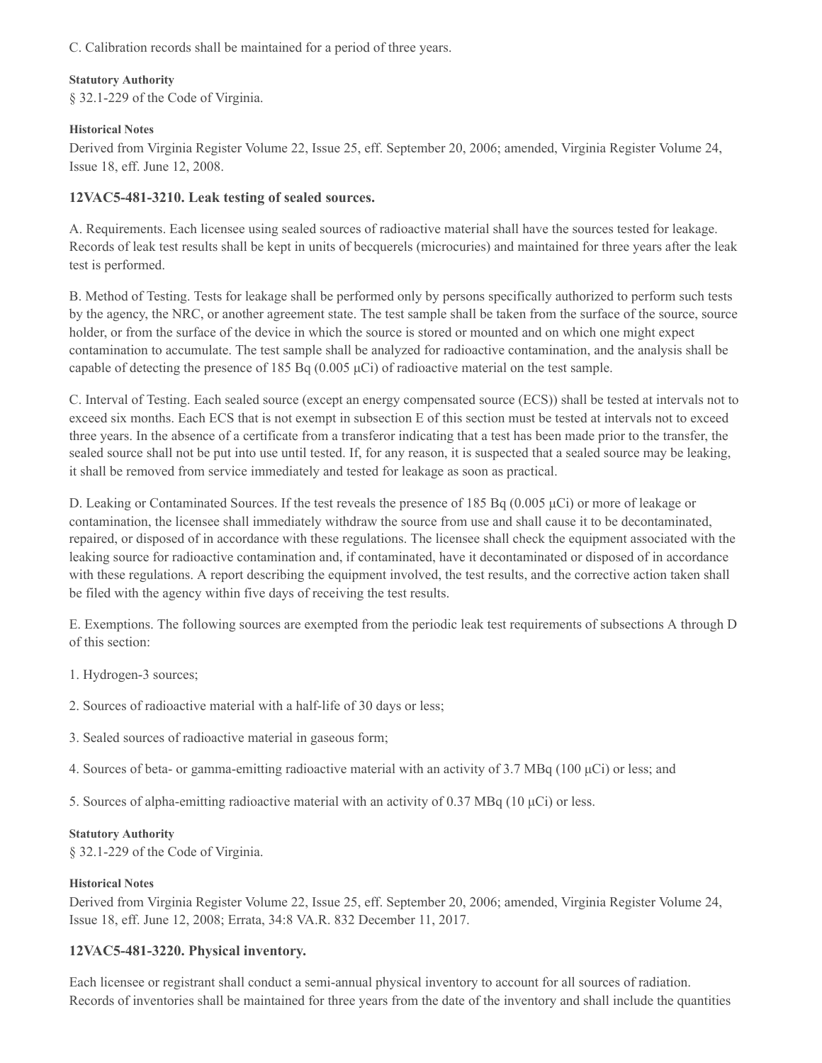C. Calibration records shall be maintained for a period of three years.

**Statutory Authority**

§ 32.1-229 of the Code of Virginia.

**Historical Notes**

Derived from Virginia Register Volume 22, Issue 25, eff. September 20, 2006; amended, Virginia Register Volume 24, Issue 18, eff. June 12, 2008.

### 12VAC5-481-3210. Leak testing of sealed sources.

A. Requirements. Each licensee using sealed sources of radioactive material shall have the sources tested for leakage. Records of leak test results shall be kept in units of becquerels (microcuries) and maintained for three years after the leak test is performed.

B. Method of Testing. Tests for leakage shall be performed only by persons specifically authorized to perform such tests by the agency, the NRC, or another agreement state. The test sample shall be taken from the surface of the source, source holder, or from the surface of the device in which the source is stored or mounted and on which one might expect contamination to accumulate. The test sample shall be analyzed for radioactive contamination, and the analysis shall be capable of detecting the presence of 185 Bq (0.005 μCi) of radioactive material on the test sample.

C. Interval of Testing. Each sealed source (except an energy compensated source (ECS)) shall be tested at intervals not to exceed six months. Each ECS that is not exempt in subsection E of this section must be tested at intervals not to exceed three years. In the absence of a certificate from a transferor indicating that a test has been made prior to the transfer, the sealed source shall not be put into use until tested. If, for any reason, it is suspected that a sealed source may be leaking, it shall be removed from service immediately and tested for leakage as soon as practical.

D. Leaking or Contaminated Sources. If the test reveals the presence of 185 Bq (0.005 μCi) or more of leakage or contamination, the licensee shall immediately withdraw the source from use and shall cause it to be decontaminated, repaired, or disposed of in accordance with these regulations. The licensee shall check the equipment associated with the leaking source for radioactive contamination and, if contaminated, have it decontaminated or disposed of in accordance with these regulations. A report describing the equipment involved, the test results, and the corrective action taken shall be filed with the agency within five days of receiving the test results.

E. Exemptions. The following sources are exempted from the periodic leak test requirements of subsections A through D of this section:

1. Hydrogen-3 sources;

2. Sources of radioactive material with a half-life of 30 days or less;

3. Sealed sources of radioactive material in gaseous form;

4. Sources of beta- or gamma-emitting radioactive material with an activity of 3.7 MBq (100 μCi) or less; and

5. Sources of alpha-emitting radioactive material with an activity of 0.37 MBq (10 μCi) or less.

**Statutory Authority**

§ 32.1-229 of the Code of Virginia.

**Historical Notes**

Derived from Virginia Register Volume 22, Issue 25, eff. September 20, 2006; amended, Virginia Register Volume 24, Issue 18, eff. June 12, 2008; Errata, 34:8 VA.R. 832 December 11, 2017.

### 12VAC5-481-3220. Physical inventory.

Each licensee or registrant shall conduct a semi-annual physical inventory to account for all sources of radiation. Records of inventories shall be maintained for three years from the date of the inventory and shall include the quantities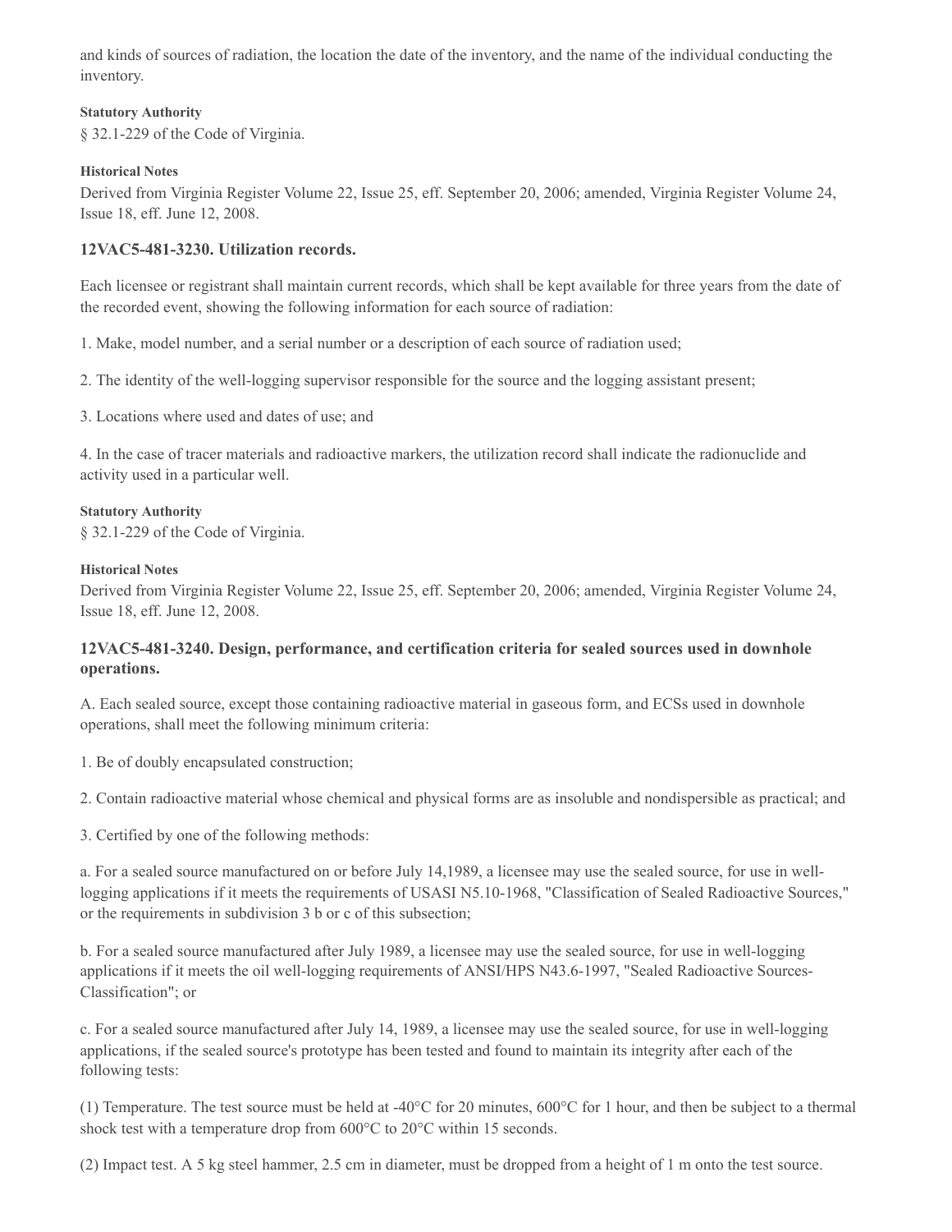and kinds of sources of radiation, the location the date of the inventory, and the name of the individual conducting the inventory.

**Statutory Authority**

§ 32.1-229 of the Code of Virginia.

**Historical Notes**

Derived from Virginia Register Volume 22, Issue 25, eff. September 20, 2006; amended, Virginia Register Volume 24, Issue 18, eff. June 12, 2008.

### 12VAC5-481-3230. Utilization records.

Each licensee or registrant shall maintain current records, which shall be kept available for three years from the date of the recorded event, showing the following information for each source of radiation:

1. Make, model number, and a serial number or a description of each source of radiation used;

2. The identity of the well-logging supervisor responsible for the source and the logging assistant present;

3. Locations where used and dates of use; and

4. In the case of tracer materials and radioactive markers, the utilization record shall indicate the radionuclide and activity used in a particular well.

**Statutory Authority**

§ 32.1-229 of the Code of Virginia.

**Historical Notes**

Derived from Virginia Register Volume 22, Issue 25, eff. September 20, 2006; amended, Virginia Register Volume 24, Issue 18, eff. June 12, 2008.

### 12VAC5-481-3240. Design, performance, and certification criteria for sealed sources used in downhole operations.

A. Each sealed source, except those containing radioactive material in gaseous form, and ECSs used in downhole operations, shall meet the following minimum criteria:

1. Be of doubly encapsulated construction;

2. Contain radioactive material whose chemical and physical forms are as insoluble and nondispersible as practical; and

3. Certified by one of the following methods:

a. For a sealed source manufactured on or before July 14,1989, a licensee may use the sealed source, for use in well-logging applications if it meets the requirements of USASI N5.10-1968, "Classification of Sealed Radioactive Sources," or the requirements in subdivision 3 b or c of this subsection;

b. For a sealed source manufactured after July 1989, a licensee may use the sealed source, for use in well-logging applications if it meets the oil well-logging requirements of ANSI/HPS N43.6-1997, "Sealed Radioactive Sources-Classification"; or

c. For a sealed source manufactured after July 14, 1989, a licensee may use the sealed source, for use in well-logging applications, if the sealed source's prototype has been tested and found to maintain its integrity after each of the following tests:

(1) Temperature. The test source must be held at -40°C for 20 minutes, 600°C for 1 hour, and then be subject to a thermal shock test with a temperature drop from 600°C to 20°C within 15 seconds.

(2) Impact test. A 5 kg steel hammer, 2.5 cm in diameter, must be dropped from a height of 1 m onto the test source.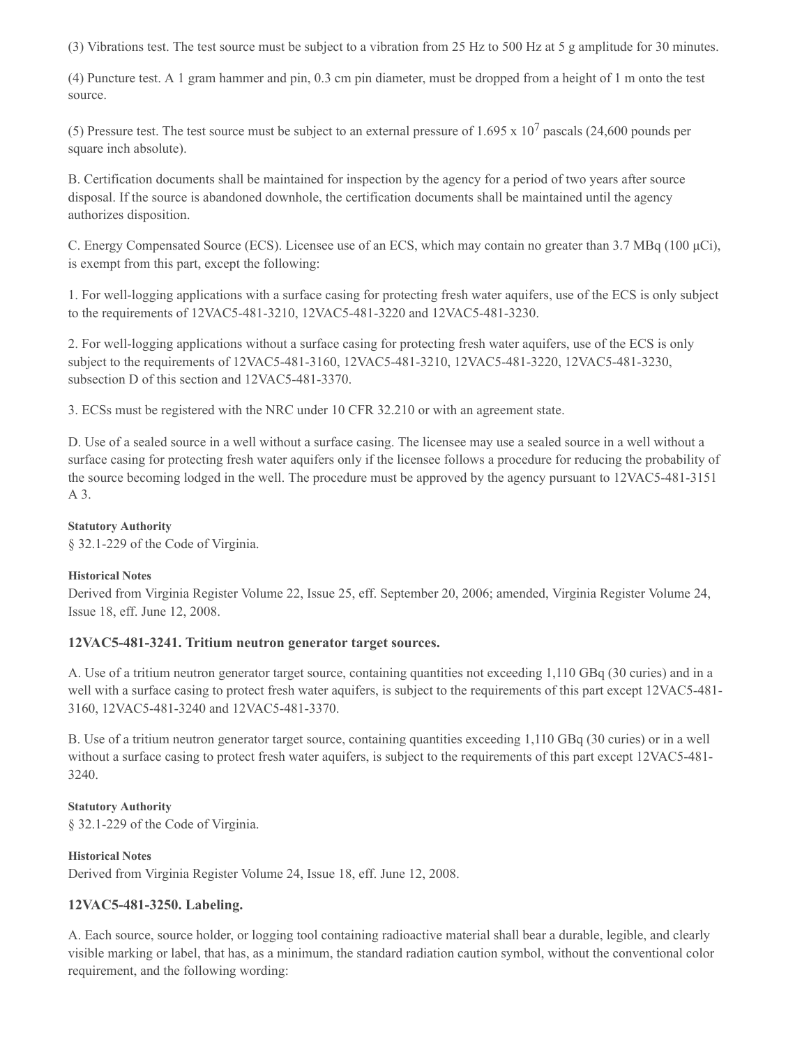(3) Vibrations test. The test source must be subject to a vibration from 25 Hz to 500 Hz at 5 g amplitude for 30 minutes.

(4) Puncture test. A 1 gram hammer and pin, 0.3 cm pin diameter, must be dropped from a height of 1 m onto the test source.

(5) Pressure test. The test source must be subject to an external pressure of $1.695 \times 10^7$ pascals (24,600 pounds per square inch absolute).

B. Certification documents shall be maintained for inspection by the agency for a period of two years after source disposal. If the source is abandoned downhole, the certification documents shall be maintained until the agency authorizes disposition.

C. Energy Compensated Source (ECS). Licensee use of an ECS, which may contain no greater than 3.7 MBq (100 μCi), is exempt from this part, except the following:

1. For well-logging applications with a surface casing for protecting fresh water aquifers, use of the ECS is only subject to the requirements of 12VAC5-481-3210, 12VAC5-481-3220 and 12VAC5-481-3230.

2. For well-logging applications without a surface casing for protecting fresh water aquifers, use of the ECS is only subject to the requirements of 12VAC5-481-3160, 12VAC5-481-3210, 12VAC5-481-3220, 12VAC5-481-3230, subsection D of this section and 12VAC5-481-3370.

3. ECSs must be registered with the NRC under 10 CFR 32.210 or with an agreement state.

D. Use of a sealed source in a well without a surface casing. The licensee may use a sealed source in a well without a surface casing for protecting fresh water aquifers only if the licensee follows a procedure for reducing the probability of the source becoming lodged in the well. The procedure must be approved by the agency pursuant to 12VAC5-481-3151 A 3.

**Statutory Authority**

§ 32.1-229 of the Code of Virginia.

**Historical Notes**

Derived from Virginia Register Volume 22, Issue 25, eff. September 20, 2006; amended, Virginia Register Volume 24, Issue 18, eff. June 12, 2008.

### 12VAC5-481-3241. Tritium neutron generator target sources.

A. Use of a tritium neutron generator target source, containing quantities not exceeding 1,110 GBq (30 curies) and in a well with a surface casing to protect fresh water aquifers, is subject to the requirements of this part except 12VAC5-481-3160, 12VAC5-481-3240 and 12VAC5-481-3370.

B. Use of a tritium neutron generator target source, containing quantities exceeding 1,110 GBq (30 curies) or in a well without a surface casing to protect fresh water aquifers, is subject to the requirements of this part except 12VAC5-481-3240.

**Statutory Authority**

§ 32.1-229 of the Code of Virginia.

**Historical Notes**

Derived from Virginia Register Volume 24, Issue 18, eff. June 12, 2008.

### 12VAC5-481-3250. Labeling.

A. Each source, source holder, or logging tool containing radioactive material shall bear a durable, legible, and clearly visible marking or label, that has, as a minimum, the standard radiation caution symbol, without the conventional color requirement, and the following wording: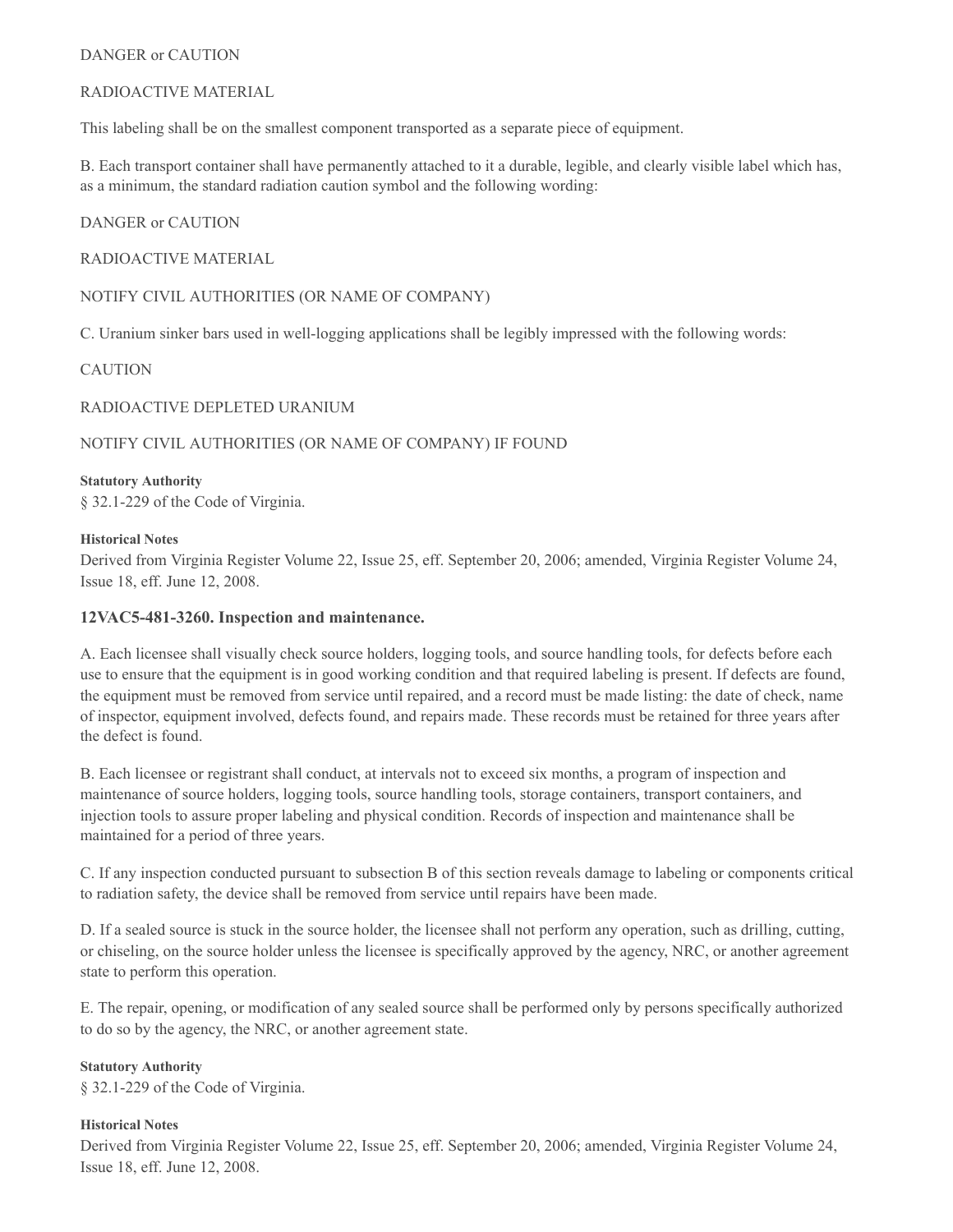DANGER or CAUTION

RADIOACTIVE MATERIAL

This labeling shall be on the smallest component transported as a separate piece of equipment.

B. Each transport container shall have permanently attached to it a durable, legible, and clearly visible label which has, as a minimum, the standard radiation caution symbol and the following wording:

DANGER or CAUTION

RADIOACTIVE MATERIAL

NOTIFY CIVIL AUTHORITIES (OR NAME OF COMPANY)

C. Uranium sinker bars used in well-logging applications shall be legibly impressed with the following words:

CAUTION

RADIOACTIVE DEPLETED URANIUM

NOTIFY CIVIL AUTHORITIES (OR NAME OF COMPANY) IF FOUND

**Statutory Authority**

§ 32.1-229 of the Code of Virginia.

**Historical Notes**

Derived from Virginia Register Volume 22, Issue 25, eff. September 20, 2006; amended, Virginia Register Volume 24, Issue 18, eff. June 12, 2008.

### 12VAC5-481-3260. Inspection and maintenance.

A. Each licensee shall visually check source holders, logging tools, and source handling tools, for defects before each use to ensure that the equipment is in good working condition and that required labeling is present. If defects are found, the equipment must be removed from service until repaired, and a record must be made listing: the date of check, name of inspector, equipment involved, defects found, and repairs made. These records must be retained for three years after the defect is found.

B. Each licensee or registrant shall conduct, at intervals not to exceed six months, a program of inspection and maintenance of source holders, logging tools, source handling tools, storage containers, transport containers, and injection tools to assure proper labeling and physical condition. Records of inspection and maintenance shall be maintained for a period of three years.

C. If any inspection conducted pursuant to subsection B of this section reveals damage to labeling or components critical to radiation safety, the device shall be removed from service until repairs have been made.

D. If a sealed source is stuck in the source holder, the licensee shall not perform any operation, such as drilling, cutting, or chiseling, on the source holder unless the licensee is specifically approved by the agency, NRC, or another agreement state to perform this operation.

E. The repair, opening, or modification of any sealed source shall be performed only by persons specifically authorized to do so by the agency, the NRC, or another agreement state.

**Statutory Authority**

§ 32.1-229 of the Code of Virginia.

**Historical Notes**

Derived from Virginia Register Volume 22, Issue 25, eff. September 20, 2006; amended, Virginia Register Volume 24, Issue 18, eff. June 12, 2008.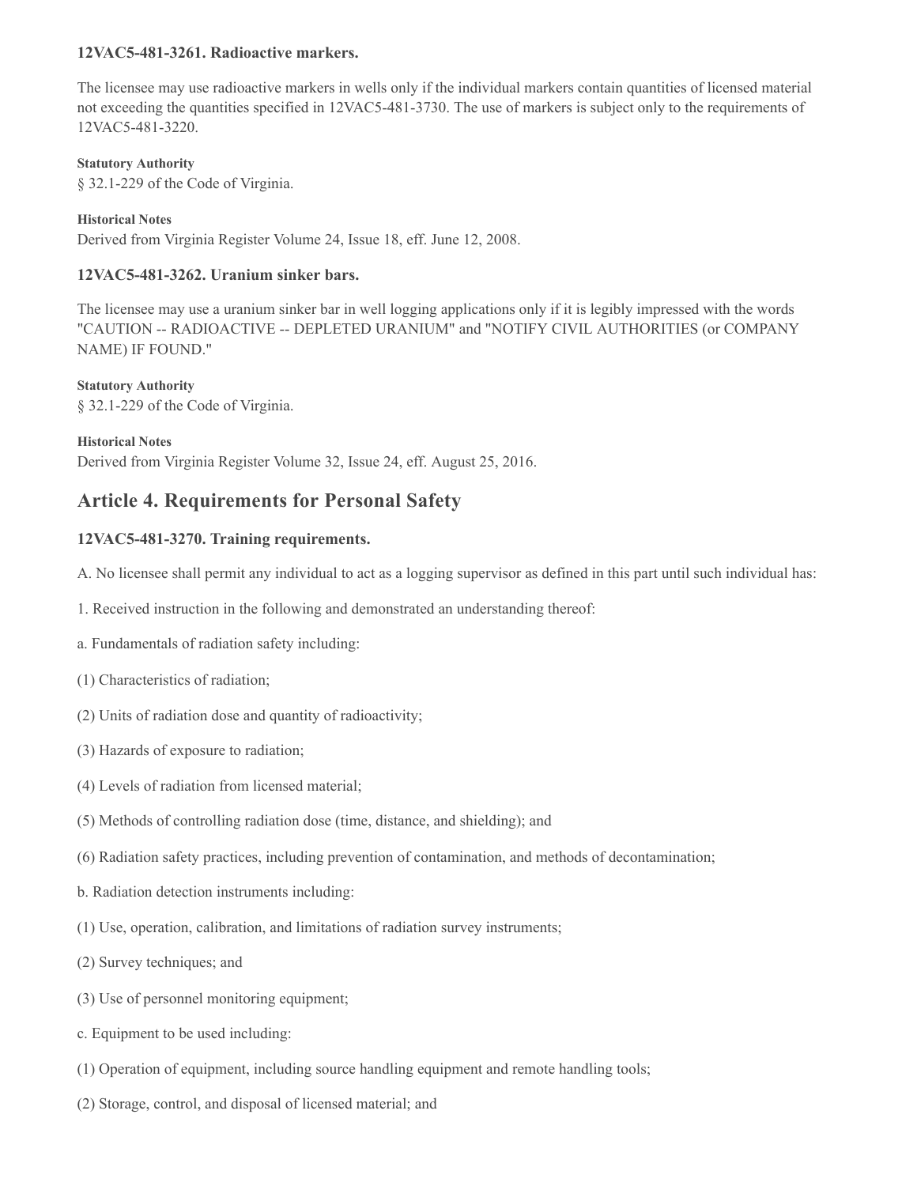### 12VAC5-481-3261. Radioactive markers.

The licensee may use radioactive markers in wells only if the individual markers contain quantities of licensed material not exceeding the quantities specified in 12VAC5-481-3730. The use of markers is subject only to the requirements of 12VAC5-481-3220.

**Statutory Authority**

§ 32.1-229 of the Code of Virginia.

**Historical Notes**

Derived from Virginia Register Volume 24, Issue 18, eff. June 12, 2008.

### 12VAC5-481-3262. Uranium sinker bars.

The licensee may use a uranium sinker bar in well logging applications only if it is legibly impressed with the words "CAUTION -- RADIOACTIVE -- DEPLETED URANIUM" and "NOTIFY CIVIL AUTHORITIES (or COMPANY NAME) IF FOUND."

**Statutory Authority**

§ 32.1-229 of the Code of Virginia.

**Historical Notes**

Derived from Virginia Register Volume 32, Issue 24, eff. August 25, 2016.

## Article 4. Requirements for Personal Safety

### 12VAC5-481-3270. Training requirements.

A. No licensee shall permit any individual to act as a logging supervisor as defined in this part until such individual has:

1. Received instruction in the following and demonstrated an understanding thereof:

a. Fundamentals of radiation safety including:

(1) Characteristics of radiation;

(2) Units of radiation dose and quantity of radioactivity;

(3) Hazards of exposure to radiation;

(4) Levels of radiation from licensed material;

(5) Methods of controlling radiation dose (time, distance, and shielding); and

(6) Radiation safety practices, including prevention of contamination, and methods of decontamination;

b. Radiation detection instruments including:

(1) Use, operation, calibration, and limitations of radiation survey instruments;

(2) Survey techniques; and

(3) Use of personnel monitoring equipment;

c. Equipment to be used including:

(1) Operation of equipment, including source handling equipment and remote handling tools;

(2) Storage, control, and disposal of licensed material; and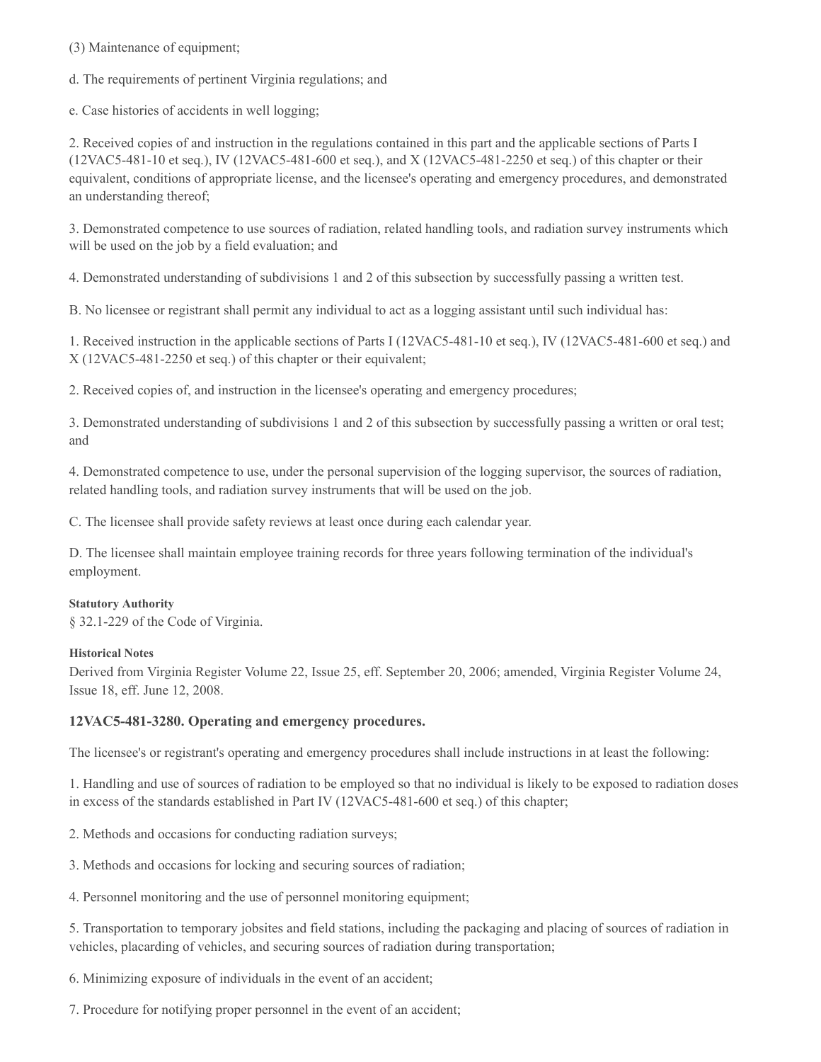(3) Maintenance of equipment;

d. The requirements of pertinent Virginia regulations; and

e. Case histories of accidents in well logging;

2. Received copies of and instruction in the regulations contained in this part and the applicable sections of Parts I (12VAC5-481-10 et seq.), IV (12VAC5-481-600 et seq.), and X (12VAC5-481-2250 et seq.) of this chapter or their equivalent, conditions of appropriate license, and the licensee's operating and emergency procedures, and demonstrated an understanding thereof;

3. Demonstrated competence to use sources of radiation, related handling tools, and radiation survey instruments which will be used on the job by a field evaluation; and

4. Demonstrated understanding of subdivisions 1 and 2 of this subsection by successfully passing a written test.

B. No licensee or registrant shall permit any individual to act as a logging assistant until such individual has:

1. Received instruction in the applicable sections of Parts I (12VAC5-481-10 et seq.), IV (12VAC5-481-600 et seq.) and X (12VAC5-481-2250 et seq.) of this chapter or their equivalent;

2. Received copies of, and instruction in the licensee's operating and emergency procedures;

3. Demonstrated understanding of subdivisions 1 and 2 of this subsection by successfully passing a written or oral test; and

4. Demonstrated competence to use, under the personal supervision of the logging supervisor, the sources of radiation, related handling tools, and radiation survey instruments that will be used on the job.

C. The licensee shall provide safety reviews at least once during each calendar year.

D. The licensee shall maintain employee training records for three years following termination of the individual's employment.

**Statutory Authority**

§ 32.1-229 of the Code of Virginia.

**Historical Notes**

Derived from Virginia Register Volume 22, Issue 25, eff. September 20, 2006; amended, Virginia Register Volume 24, Issue 18, eff. June 12, 2008.

### 12VAC5-481-3280. Operating and emergency procedures.

The licensee's or registrant's operating and emergency procedures shall include instructions in at least the following:

1. Handling and use of sources of radiation to be employed so that no individual is likely to be exposed to radiation doses in excess of the standards established in Part IV (12VAC5-481-600 et seq.) of this chapter;

2. Methods and occasions for conducting radiation surveys;

3. Methods and occasions for locking and securing sources of radiation;

4. Personnel monitoring and the use of personnel monitoring equipment;

5. Transportation to temporary jobsites and field stations, including the packaging and placing of sources of radiation in vehicles, placarding of vehicles, and securing sources of radiation during transportation;

6. Minimizing exposure of individuals in the event of an accident;

7. Procedure for notifying proper personnel in the event of an accident;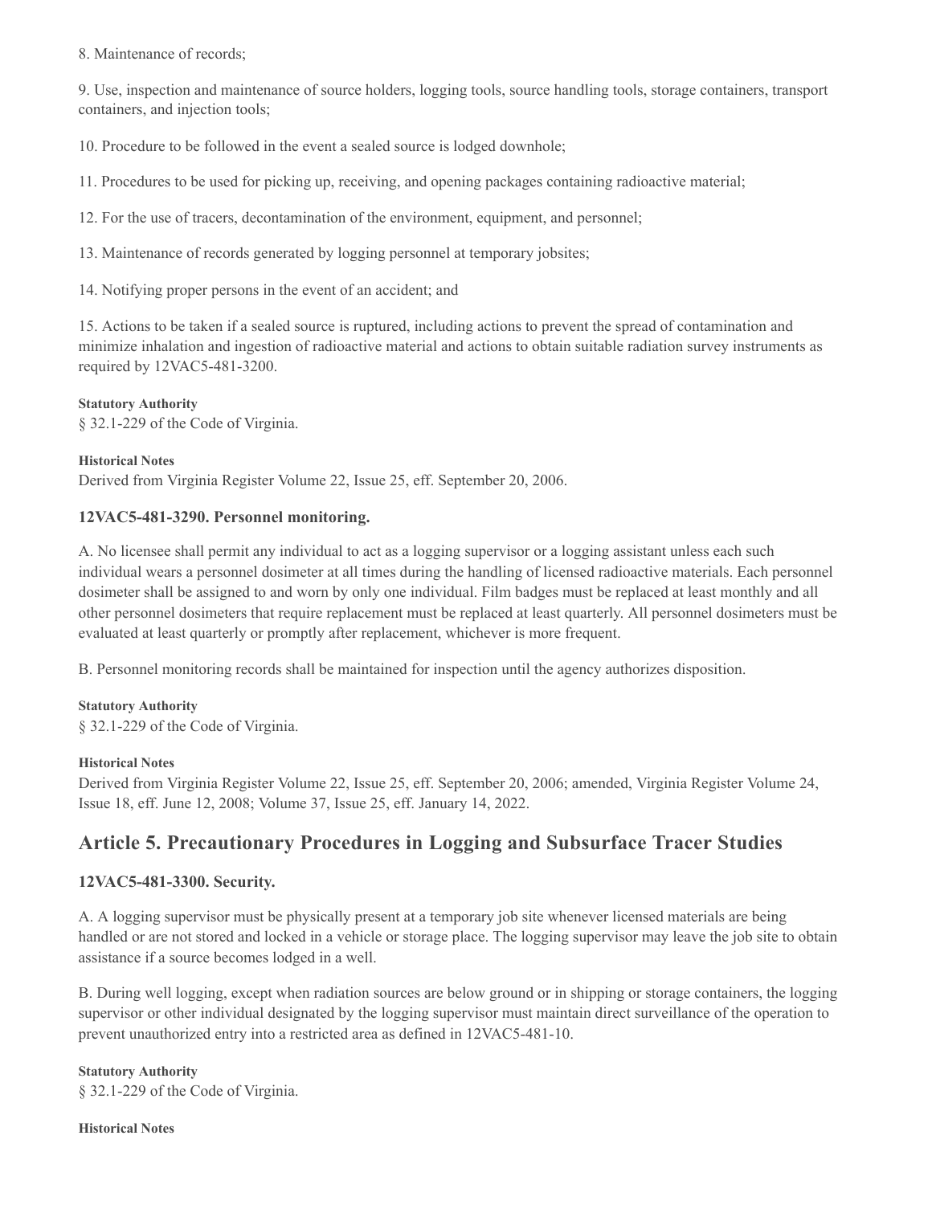8. Maintenance of records;

9. Use, inspection and maintenance of source holders, logging tools, source handling tools, storage containers, transport containers, and injection tools;

10. Procedure to be followed in the event a sealed source is lodged downhole;

11. Procedures to be used for picking up, receiving, and opening packages containing radioactive material;

12. For the use of tracers, decontamination of the environment, equipment, and personnel;

13. Maintenance of records generated by logging personnel at temporary jobsites;

14. Notifying proper persons in the event of an accident; and

15. Actions to be taken if a sealed source is ruptured, including actions to prevent the spread of contamination and minimize inhalation and ingestion of radioactive material and actions to obtain suitable radiation survey instruments as required by 12VAC5-481-3200.

**Statutory Authority**

§ 32.1-229 of the Code of Virginia.

**Historical Notes**

Derived from Virginia Register Volume 22, Issue 25, eff. September 20, 2006.

### 12VAC5-481-3290. Personnel monitoring.

A. No licensee shall permit any individual to act as a logging supervisor or a logging assistant unless each such individual wears a personnel dosimeter at all times during the handling of licensed radioactive materials. Each personnel dosimeter shall be assigned to and worn by only one individual. Film badges must be replaced at least monthly and all other personnel dosimeters that require replacement must be replaced at least quarterly. All personnel dosimeters must be evaluated at least quarterly or promptly after replacement, whichever is more frequent.

B. Personnel monitoring records shall be maintained for inspection until the agency authorizes disposition.

**Statutory Authority**

§ 32.1-229 of the Code of Virginia.

**Historical Notes**

Derived from Virginia Register Volume 22, Issue 25, eff. September 20, 2006; amended, Virginia Register Volume 24, Issue 18, eff. June 12, 2008; Volume 37, Issue 25, eff. January 14, 2022.

## Article 5. Precautionary Procedures in Logging and Subsurface Tracer Studies

### 12VAC5-481-3300. Security.

A. A logging supervisor must be physically present at a temporary job site whenever licensed materials are being handled or are not stored and locked in a vehicle or storage place. The logging supervisor may leave the job site to obtain assistance if a source becomes lodged in a well.

B. During well logging, except when radiation sources are below ground or in shipping or storage containers, the logging supervisor or other individual designated by the logging supervisor must maintain direct surveillance of the operation to prevent unauthorized entry into a restricted area as defined in 12VAC5-481-10.

**Statutory Authority**

§ 32.1-229 of the Code of Virginia.

**Historical Notes**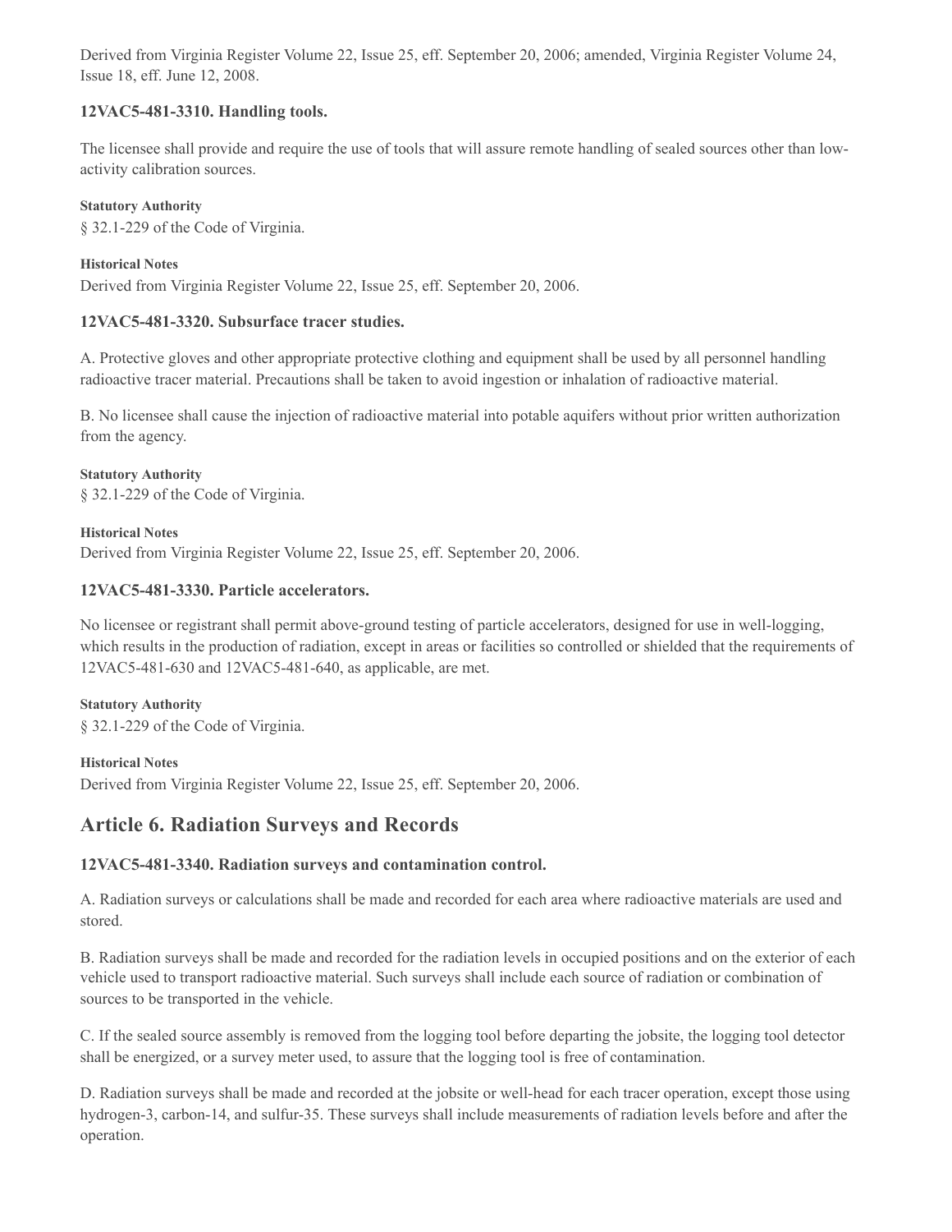Derived from Virginia Register Volume 22, Issue 25, eff. September 20, 2006; amended, Virginia Register Volume 24, Issue 18, eff. June 12, 2008.

### 12VAC5-481-3310. Handling tools.

The licensee shall provide and require the use of tools that will assure remote handling of sealed sources other than low-activity calibration sources.

**Statutory Authority**

§ 32.1-229 of the Code of Virginia.

**Historical Notes**

Derived from Virginia Register Volume 22, Issue 25, eff. September 20, 2006.

### 12VAC5-481-3320. Subsurface tracer studies.

A. Protective gloves and other appropriate protective clothing and equipment shall be used by all personnel handling radioactive tracer material. Precautions shall be taken to avoid ingestion or inhalation of radioactive material.

B. No licensee shall cause the injection of radioactive material into potable aquifers without prior written authorization from the agency.

**Statutory Authority**

§ 32.1-229 of the Code of Virginia.

**Historical Notes**

Derived from Virginia Register Volume 22, Issue 25, eff. September 20, 2006.

### 12VAC5-481-3330. Particle accelerators.

No licensee or registrant shall permit above-ground testing of particle accelerators, designed for use in well-logging, which results in the production of radiation, except in areas or facilities so controlled or shielded that the requirements of 12VAC5-481-630 and 12VAC5-481-640, as applicable, are met.

**Statutory Authority**

§ 32.1-229 of the Code of Virginia.

**Historical Notes**

Derived from Virginia Register Volume 22, Issue 25, eff. September 20, 2006.

## Article 6. Radiation Surveys and Records

### 12VAC5-481-3340. Radiation surveys and contamination control.

A. Radiation surveys or calculations shall be made and recorded for each area where radioactive materials are used and stored.

B. Radiation surveys shall be made and recorded for the radiation levels in occupied positions and on the exterior of each vehicle used to transport radioactive material. Such surveys shall include each source of radiation or combination of sources to be transported in the vehicle.

C. If the sealed source assembly is removed from the logging tool before departing the jobsite, the logging tool detector shall be energized, or a survey meter used, to assure that the logging tool is free of contamination.

D. Radiation surveys shall be made and recorded at the jobsite or well-head for each tracer operation, except those using hydrogen-3, carbon-14, and sulfur-35. These surveys shall include measurements of radiation levels before and after the operation.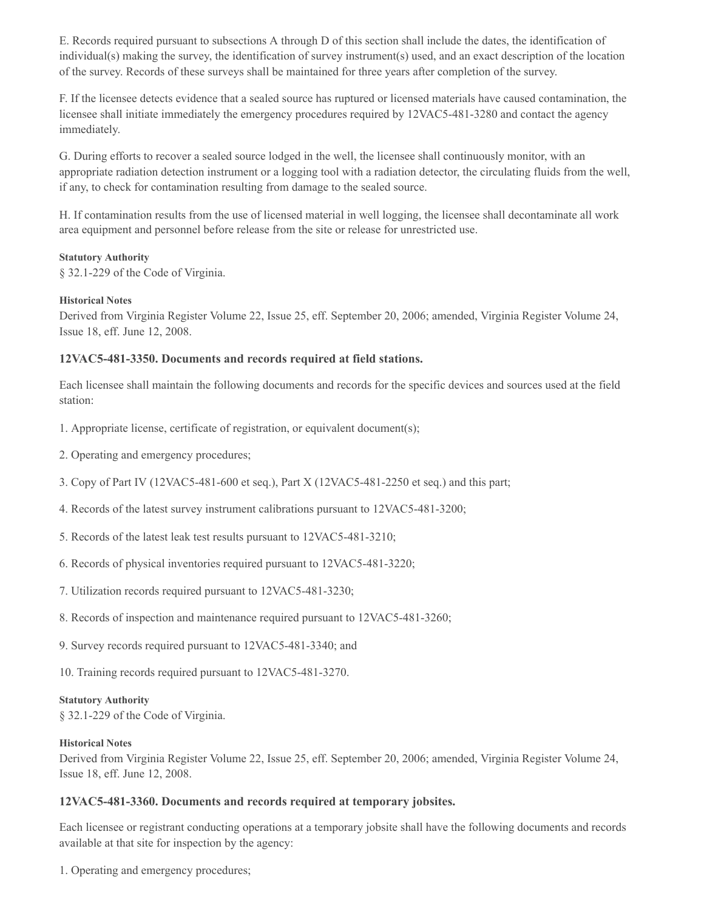E. Records required pursuant to subsections A through D of this section shall include the dates, the identification of individual(s) making the survey, the identification of survey instrument(s) used, and an exact description of the location of the survey. Records of these surveys shall be maintained for three years after completion of the survey.

F. If the licensee detects evidence that a sealed source has ruptured or licensed materials have caused contamination, the licensee shall initiate immediately the emergency procedures required by 12VAC5-481-3280 and contact the agency immediately.

G. During efforts to recover a sealed source lodged in the well, the licensee shall continuously monitor, with an appropriate radiation detection instrument or a logging tool with a radiation detector, the circulating fluids from the well, if any, to check for contamination resulting from damage to the sealed source.

H. If contamination results from the use of licensed material in well logging, the licensee shall decontaminate all work area equipment and personnel before release from the site or release for unrestricted use.

**Statutory Authority**

§ 32.1-229 of the Code of Virginia.

**Historical Notes**

Derived from Virginia Register Volume 22, Issue 25, eff. September 20, 2006; amended, Virginia Register Volume 24, Issue 18, eff. June 12, 2008.

### 12VAC5-481-3350. Documents and records required at field stations.

Each licensee shall maintain the following documents and records for the specific devices and sources used at the field station:

1. Appropriate license, certificate of registration, or equivalent document(s);

2. Operating and emergency procedures;

3. Copy of Part IV (12VAC5-481-600 et seq.), Part X (12VAC5-481-2250 et seq.) and this part;

4. Records of the latest survey instrument calibrations pursuant to 12VAC5-481-3200;

5. Records of the latest leak test results pursuant to 12VAC5-481-3210;

6. Records of physical inventories required pursuant to 12VAC5-481-3220;

7. Utilization records required pursuant to 12VAC5-481-3230;

8. Records of inspection and maintenance required pursuant to 12VAC5-481-3260;

9. Survey records required pursuant to 12VAC5-481-3340; and

10. Training records required pursuant to 12VAC5-481-3270.

**Statutory Authority**

§ 32.1-229 of the Code of Virginia.

**Historical Notes**

Derived from Virginia Register Volume 22, Issue 25, eff. September 20, 2006; amended, Virginia Register Volume 24, Issue 18, eff. June 12, 2008.

### 12VAC5-481-3360. Documents and records required at temporary jobsites.

Each licensee or registrant conducting operations at a temporary jobsite shall have the following documents and records available at that site for inspection by the agency:

1. Operating and emergency procedures;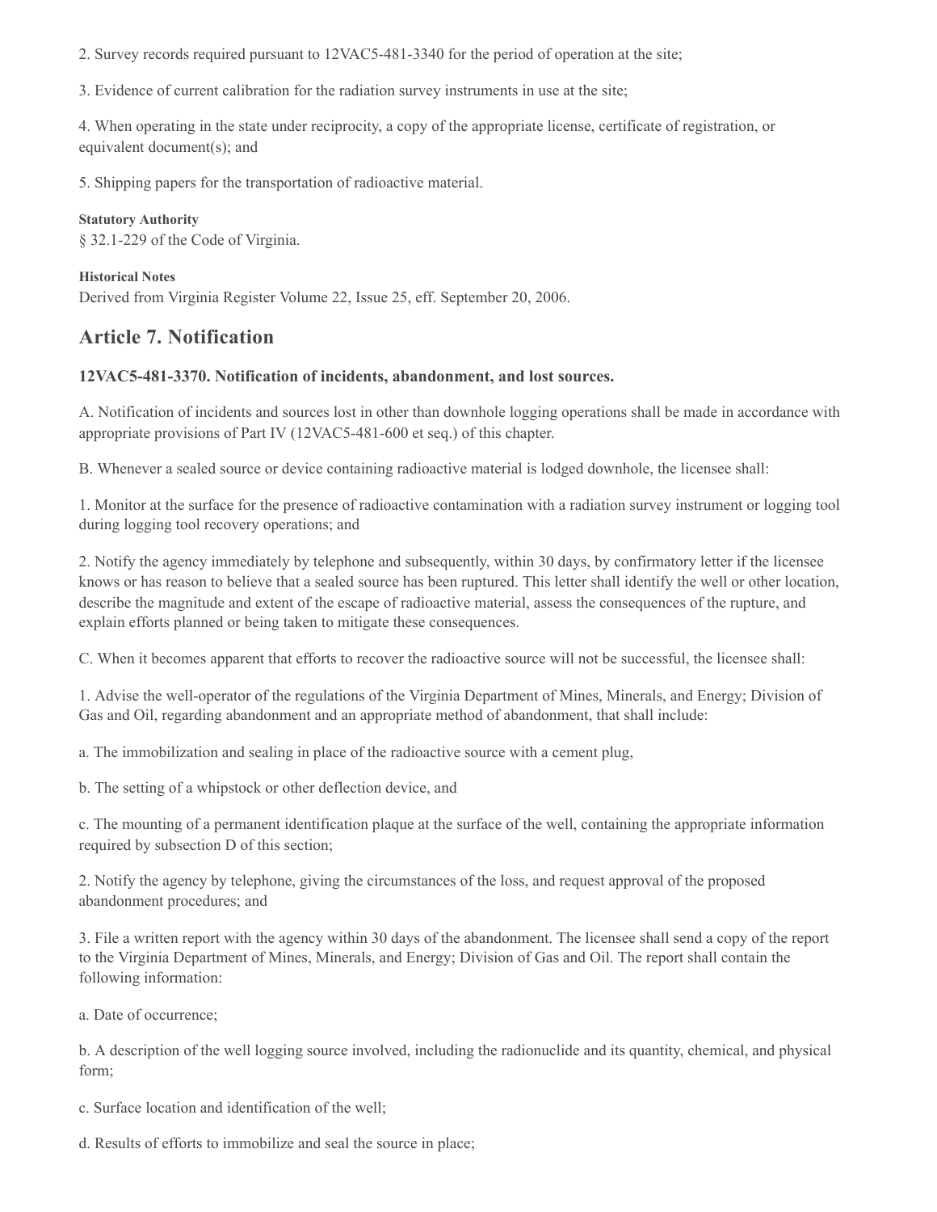2. Survey records required pursuant to 12VAC5-481-3340 for the period of operation at the site;

3. Evidence of current calibration for the radiation survey instruments in use at the site;

4. When operating in the state under reciprocity, a copy of the appropriate license, certificate of registration, or equivalent document(s); and

5. Shipping papers for the transportation of radioactive material.

**Statutory Authority**

§ 32.1-229 of the Code of Virginia.

**Historical Notes**

Derived from Virginia Register Volume 22, Issue 25, eff. September 20, 2006.

## Article 7. Notification

**12VAC5-481-3370. Notification of incidents, abandonment, and lost sources.**

A. Notification of incidents and sources lost in other than downhole logging operations shall be made in accordance with appropriate provisions of Part IV (12VAC5-481-600 et seq.) of this chapter.

B. Whenever a sealed source or device containing radioactive material is lodged downhole, the licensee shall:

1. Monitor at the surface for the presence of radioactive contamination with a radiation survey instrument or logging tool during logging tool recovery operations; and

2. Notify the agency immediately by telephone and subsequently, within 30 days, by confirmatory letter if the licensee knows or has reason to believe that a sealed source has been ruptured. This letter shall identify the well or other location, describe the magnitude and extent of the escape of radioactive material, assess the consequences of the rupture, and explain efforts planned or being taken to mitigate these consequences.

C. When it becomes apparent that efforts to recover the radioactive source will not be successful, the licensee shall:

1. Advise the well-operator of the regulations of the Virginia Department of Mines, Minerals, and Energy; Division of Gas and Oil, regarding abandonment and an appropriate method of abandonment, that shall include:

a. The immobilization and sealing in place of the radioactive source with a cement plug,

b. The setting of a whipstock or other deflection device, and

c. The mounting of a permanent identification plaque at the surface of the well, containing the appropriate information required by subsection D of this section;

2. Notify the agency by telephone, giving the circumstances of the loss, and request approval of the proposed abandonment procedures; and

3. File a written report with the agency within 30 days of the abandonment. The licensee shall send a copy of the report to the Virginia Department of Mines, Minerals, and Energy; Division of Gas and Oil. The report shall contain the following information:

a. Date of occurrence;

b. A description of the well logging source involved, including the radionuclide and its quantity, chemical, and physical form;

c. Surface location and identification of the well;

d. Results of efforts to immobilize and seal the source in place;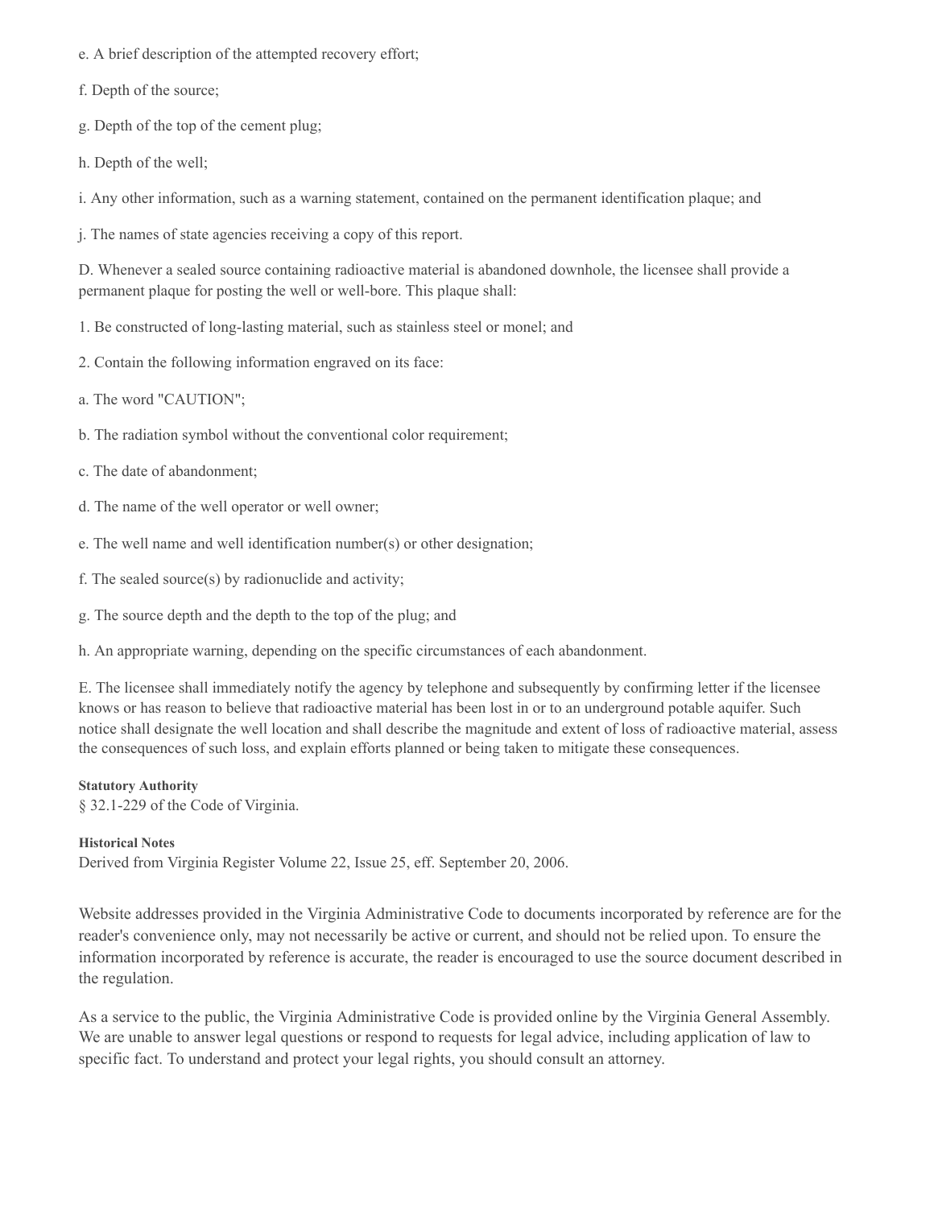e. A brief description of the attempted recovery effort;

f. Depth of the source;

g. Depth of the top of the cement plug;

h. Depth of the well;

i. Any other information, such as a warning statement, contained on the permanent identification plaque; and

j. The names of state agencies receiving a copy of this report.

D. Whenever a sealed source containing radioactive material is abandoned downhole, the licensee shall provide a permanent plaque for posting the well or well-bore. This plaque shall:

1. Be constructed of long-lasting material, such as stainless steel or monel; and

2. Contain the following information engraved on its face:

a. The word "CAUTION";

b. The radiation symbol without the conventional color requirement;

c. The date of abandonment;

d. The name of the well operator or well owner;

e. The well name and well identification number(s) or other designation;

f. The sealed source(s) by radionuclide and activity;

g. The source depth and the depth to the top of the plug; and

h. An appropriate warning, depending on the specific circumstances of each abandonment.

E. The licensee shall immediately notify the agency by telephone and subsequently by confirming letter if the licensee knows or has reason to believe that radioactive material has been lost in or to an underground potable aquifer. Such notice shall designate the well location and shall describe the magnitude and extent of loss of radioactive material, assess the consequences of such loss, and explain efforts planned or being taken to mitigate these consequences.

**Statutory Authority**

§ 32.1-229 of the Code of Virginia.

**Historical Notes**

Derived from Virginia Register Volume 22, Issue 25, eff. September 20, 2006.

Website addresses provided in the Virginia Administrative Code to documents incorporated by reference are for the reader's convenience only, may not necessarily be active or current, and should not be relied upon. To ensure the information incorporated by reference is accurate, the reader is encouraged to use the source document described in the regulation.

As a service to the public, the Virginia Administrative Code is provided online by the Virginia General Assembly. We are unable to answer legal questions or respond to requests for legal advice, including application of law to specific fact. To understand and protect your legal rights, you should consult an attorney.